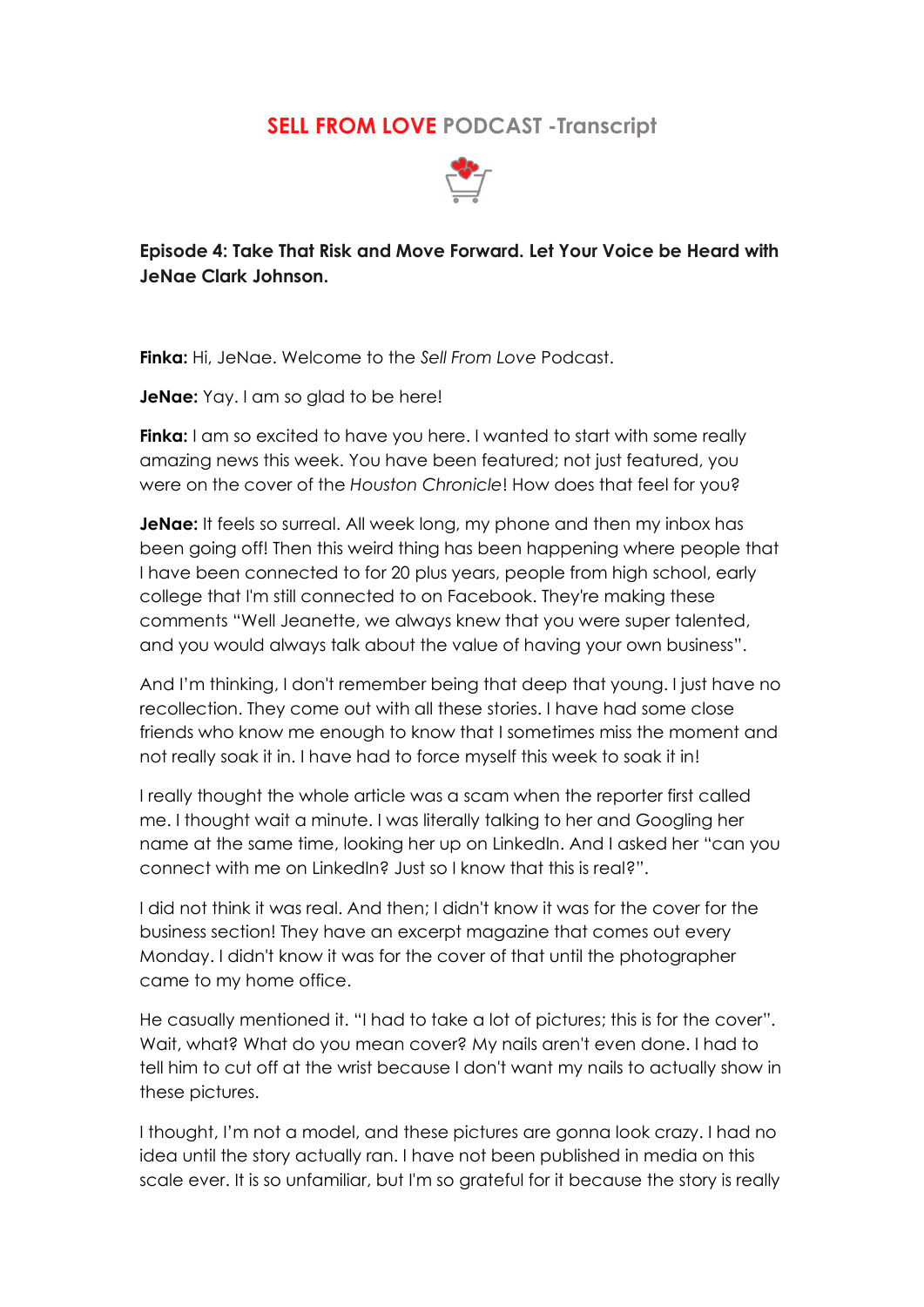# SELL FROM LOVE PODCAST -Transcript

**Episode 4: Take That Risk and Move Forward. Let Your Voice be Heard with JeNae Clark Johnson.**

**Finka:** Hi, JeNae. Welcome to the *Sell From Love* Podcast.

**JeNae:** Yay. I am so glad to be here!

**Finka:** I am so excited to have you here. I wanted to start with some really amazing news this week. You have been featured; not just featured, you were on the cover of the *Houston Chronicle*! How does that feel for you?

**JeNae:** It feels so surreal. All week long, my phone and then my inbox has been going off! Then this weird thing has been happening where people that I have been connected to for 20 plus years, people from high school, early college that I'm still connected to on Facebook. They're making these comments "Well Jeanette, we always knew that you were super talented, and you would always talk about the value of having your own business".

And I'm thinking, I don't remember being that deep that young. I just have no recollection. They come out with all these stories. I have had some close friends who know me enough to know that I sometimes miss the moment and not really soak it in. I have had to force myself this week to soak it in!

I really thought the whole article was a scam when the reporter first called me. I thought wait a minute. I was literally talking to her and Googling her name at the same time, looking her up on LinkedIn. And I asked her "can you connect with me on LinkedIn? Just so I know that this is real?".

I did not think it was real. And then; I didn't know it was for the cover for the business section! They have an excerpt magazine that comes out every Monday. I didn't know it was for the cover of that until the photographer came to my home office.

He casually mentioned it. "I had to take a lot of pictures; this is for the cover". Wait, what? What do you mean cover? My nails aren't even done. I had to tell him to cut off at the wrist because I don't want my nails to actually show in these pictures.

I thought, I'm not a model, and these pictures are gonna look crazy. I had no idea until the story actually ran. I have not been published in media on this scale ever. It is so unfamiliar, but I'm so grateful for it because the story is really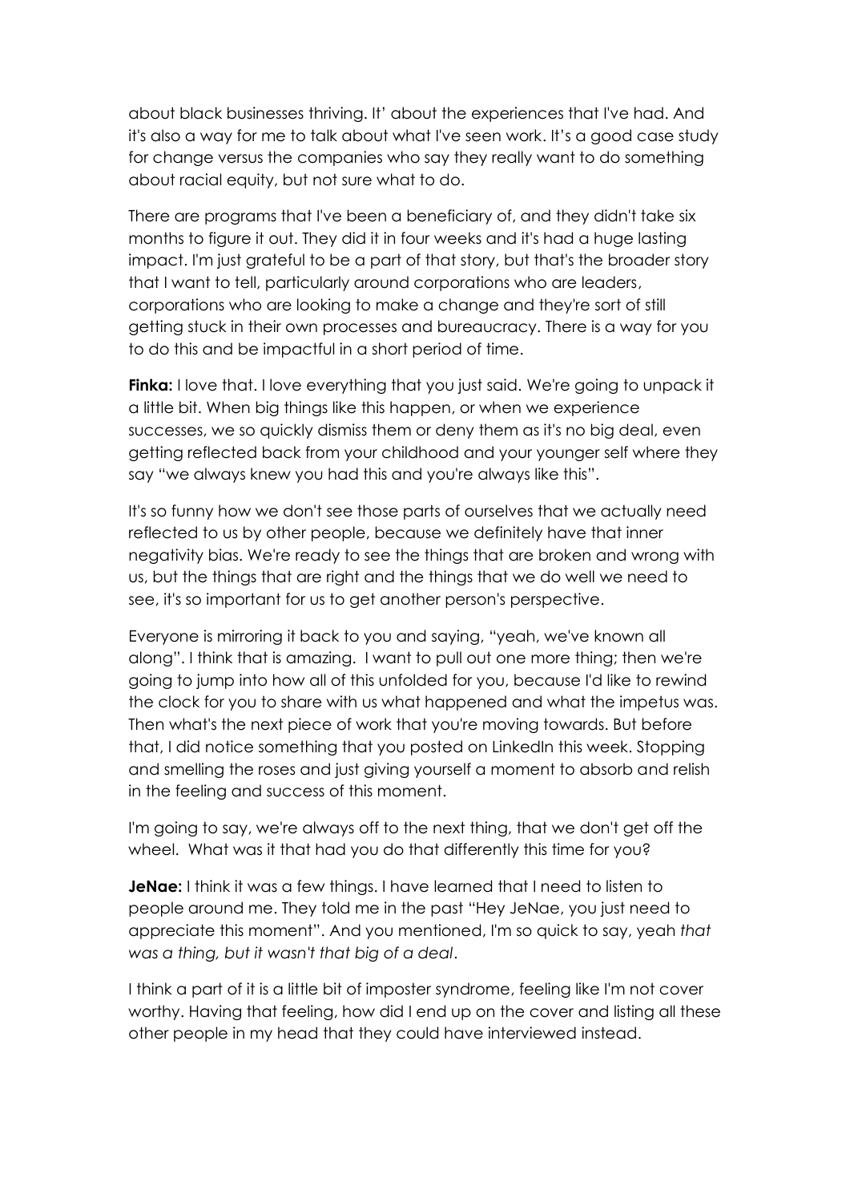about black businesses thriving. It' about the experiences that I've had. And it's also a way for me to talk about what I've seen work. It's a good case study for change versus the companies who say they really want to do something about racial equity, but not sure what to do.

There are programs that I've been a beneficiary of, and they didn't take six months to figure it out. They did it in four weeks and it's had a huge lasting impact. I'm just grateful to be a part of that story, but that's the broader story that I want to tell, particularly around corporations who are leaders, corporations who are looking to make a change and they're sort of still getting stuck in their own processes and bureaucracy. There is a way for you to do this and be impactful in a short period of time.

**Finka:** I love that. I love everything that you just said. We're going to unpack it a little bit. When big things like this happen, or when we experience successes, we so quickly dismiss them or deny them as it's no big deal, even getting reflected back from your childhood and your younger self where they say "we always knew you had this and you're always like this".

It's so funny how we don't see those parts of ourselves that we actually need reflected to us by other people, because we definitely have that inner negativity bias. We're ready to see the things that are broken and wrong with us, but the things that are right and the things that we do well we need to see, it's so important for us to get another person's perspective.

Everyone is mirroring it back to you and saying, "yeah, we've known all along". I think that is amazing. I want to pull out one more thing; then we're going to jump into how all of this unfolded for you, because I'd like to rewind the clock for you to share with us what happened and what the impetus was. Then what's the next piece of work that you're moving towards. But before that, I did notice something that you posted on LinkedIn this week. Stopping and smelling the roses and just giving yourself a moment to absorb and relish in the feeling and success of this moment.

I'm going to say, we're always off to the next thing, that we don't get off the wheel. What was it that had you do that differently this time for you?

**JeNae:** I think it was a few things. I have learned that I need to listen to people around me. They told me in the past "Hey JeNae, you just need to appreciate this moment". And you mentioned, I'm so quick to say, yeah *that was a thing, but it wasn't that big of a deal*.

I think a part of it is a little bit of imposter syndrome, feeling like I'm not cover worthy. Having that feeling, how did I end up on the cover and listing all these other people in my head that they could have interviewed instead.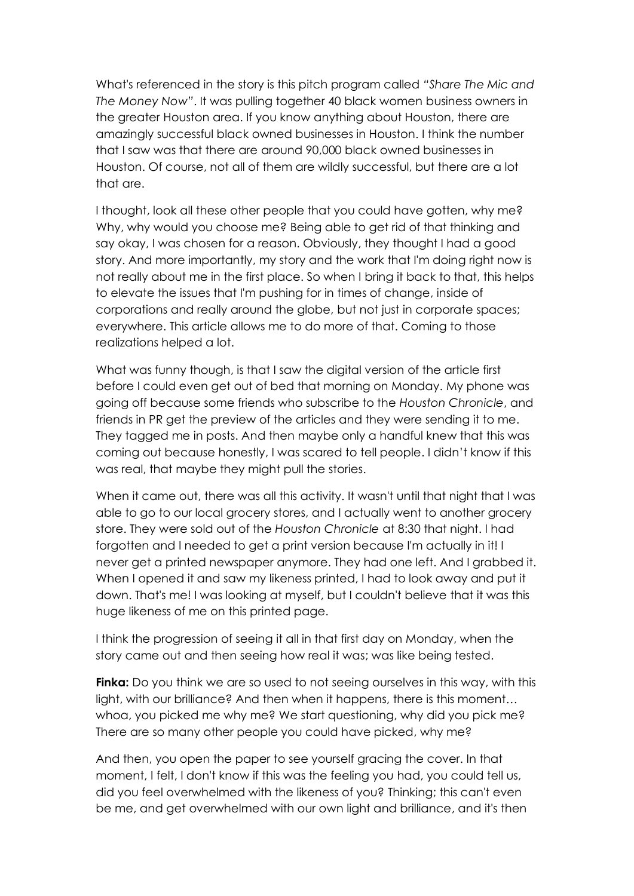What's referenced in the story is this pitch program called *"Share The Mic and The Money Now"*. It was pulling together 40 black women business owners in the greater Houston area. If you know anything about Houston, there are amazingly successful black owned businesses in Houston. I think the number that I saw was that there are around 90,000 black owned businesses in Houston. Of course, not all of them are wildly successful, but there are a lot that are.

I thought, look all these other people that you could have gotten, why me? Why, why would you choose me? Being able to get rid of that thinking and say okay, I was chosen for a reason. Obviously, they thought I had a good story. And more importantly, my story and the work that I'm doing right now is not really about me in the first place. So when I bring it back to that, this helps to elevate the issues that I'm pushing for in times of change, inside of corporations and really around the globe, but not just in corporate spaces; everywhere. This article allows me to do more of that. Coming to those realizations helped a lot.

What was funny though, is that I saw the digital version of the article first before I could even get out of bed that morning on Monday. My phone was going off because some friends who subscribe to the *Houston Chronicle*, and friends in PR get the preview of the articles and they were sending it to me. They tagged me in posts. And then maybe only a handful knew that this was coming out because honestly, I was scared to tell people. I didn't know if this was real, that maybe they might pull the stories.

When it came out, there was all this activity. It wasn't until that night that I was able to go to our local grocery stores, and I actually went to another grocery store. They were sold out of the *Houston Chronicle* at 8:30 that night. I had forgotten and I needed to get a print version because I'm actually in it! I never get a printed newspaper anymore. They had one left. And I grabbed it. When I opened it and saw my likeness printed, I had to look away and put it down. That's me! I was looking at myself, but I couldn't believe that it was this huge likeness of me on this printed page.

I think the progression of seeing it all in that first day on Monday, when the story came out and then seeing how real it was; was like being tested.

**Finka:** Do you think we are so used to not seeing ourselves in this way, with this light, with our brilliance? And then when it happens, there is this moment… whoa, you picked me why me? We start questioning, why did you pick me? There are so many other people you could have picked, why me?

And then, you open the paper to see yourself gracing the cover. In that moment, I felt, I don't know if this was the feeling you had, you could tell us, did you feel overwhelmed with the likeness of you? Thinking; this can't even be me, and get overwhelmed with our own light and brilliance, and it's then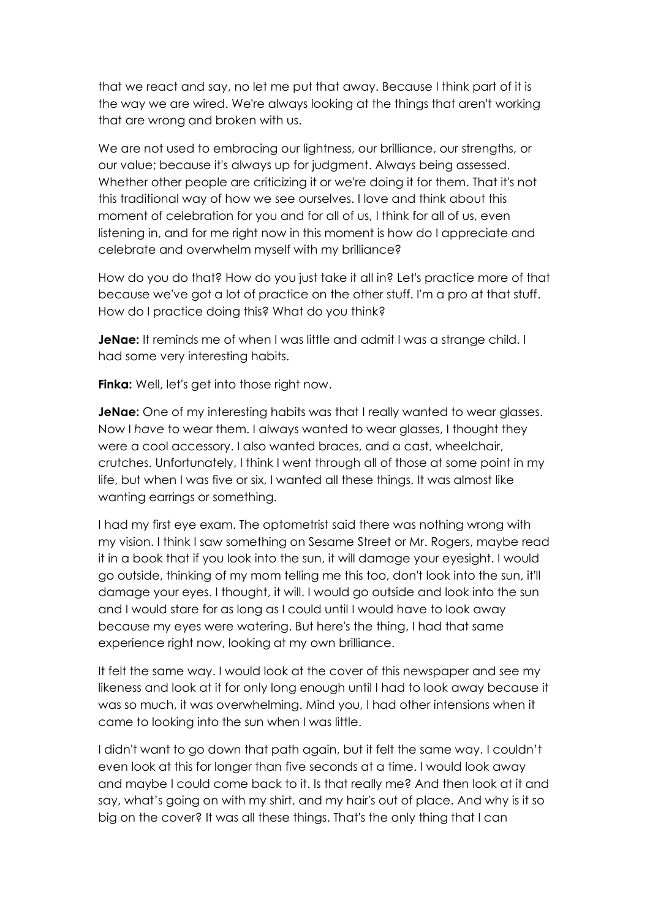that we react and say, no let me put that away. Because I think part of it is the way we are wired. We're always looking at the things that aren't working that are wrong and broken with us.

We are not used to embracing our lightness, our brilliance, our strengths, or our value; because it's always up for judgment. Always being assessed. Whether other people are criticizing it or we're doing it for them. That it's not this traditional way of how we see ourselves. I love and think about this moment of celebration for you and for all of us, I think for all of us, even listening in, and for me right now in this moment is how do I appreciate and celebrate and overwhelm myself with my brilliance?

How do you do that? How do you just take it all in? Let's practice more of that because we've got a lot of practice on the other stuff. I'm a pro at that stuff. How do I practice doing this? What do you think?

**JeNae:** It reminds me of when I was little and admit I was a strange child. I had some very interesting habits.

**Finka:** Well, let's get into those right now.

**JeNae:** One of my interesting habits was that I really wanted to wear glasses. Now I *have* to wear them. I always wanted to wear glasses, I thought they were a cool accessory. I also wanted braces, and a cast, wheelchair, crutches. Unfortunately, I think I went through all of those at some point in my life, but when I was five or six, I wanted all these things. It was almost like wanting earrings or something.

I had my first eye exam. The optometrist said there was nothing wrong with my vision. I think I saw something on Sesame Street or Mr. Rogers, maybe read it in a book that if you look into the sun, it will damage your eyesight. I would go outside, thinking of my mom telling me this too, don't look into the sun, it'll damage your eyes. I thought, it will. I would go outside and look into the sun and I would stare for as long as I could until I would have to look away because my eyes were watering. But here's the thing, I had that same experience right now, looking at my own brilliance.

It felt the same way. I would look at the cover of this newspaper and see my likeness and look at it for only long enough until I had to look away because it was so much, it was overwhelming. Mind you, I had other intensions when it came to looking into the sun when I was little.

I didn't want to go down that path again, but it felt the same way. I couldn't even look at this for longer than five seconds at a time. I would look away and maybe I could come back to it. Is that really me? And then look at it and say, what's going on with my shirt, and my hair's out of place. And why is it so big on the cover? It was all these things. That's the only thing that I can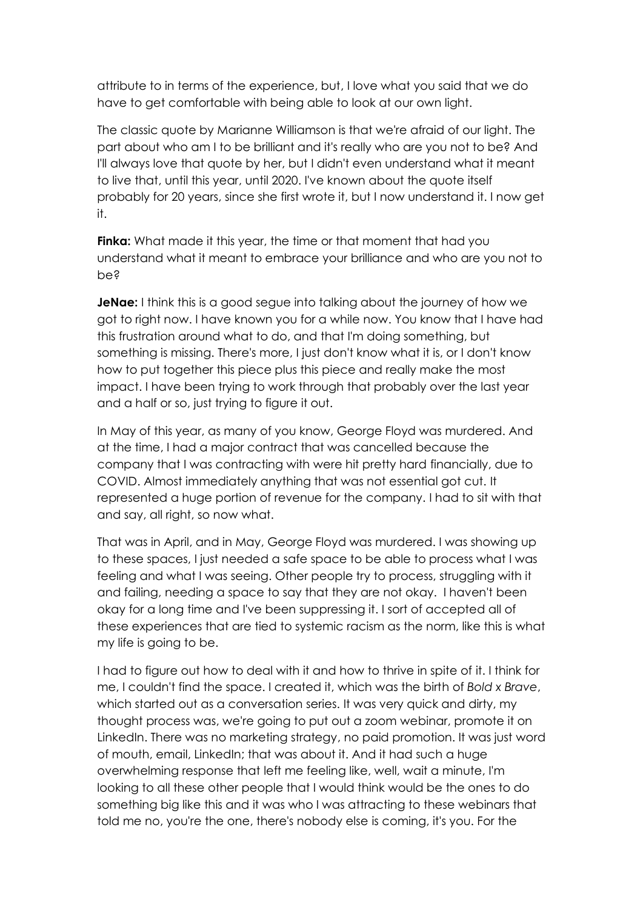attribute to in terms of the experience, but, I love what you said that we do have to get comfortable with being able to look at our own light.

The classic quote by Marianne Williamson is that we're afraid of our light. The part about who am I to be brilliant and it's really who are you not to be? And I'll always love that quote by her, but I didn't even understand what it meant to live that, until this year, until 2020. I've known about the quote itself probably for 20 years, since she first wrote it, but I now understand it. I now get it.

**Finka:** What made it this year, the time or that moment that had you understand what it meant to embrace your brilliance and who are you not to be?

**JeNae:** I think this is a good segue into talking about the journey of how we got to right now. I have known you for a while now. You know that I have had this frustration around what to do, and that I'm doing something, but something is missing. There's more, I just don't know what it is, or I don't know how to put together this piece plus this piece and really make the most impact. I have been trying to work through that probably over the last year and a half or so, just trying to figure it out.

In May of this year, as many of you know, George Floyd was murdered. And at the time, I had a major contract that was cancelled because the company that I was contracting with were hit pretty hard financially, due to COVID. Almost immediately anything that was not essential got cut. It represented a huge portion of revenue for the company. I had to sit with that and say, all right, so now what.

That was in April, and in May, George Floyd was murdered. I was showing up to these spaces, I just needed a safe space to be able to process what I was feeling and what I was seeing. Other people try to process, struggling with it and failing, needing a space to say that they are not okay. I haven't been okay for a long time and I've been suppressing it. I sort of accepted all of these experiences that are tied to systemic racism as the norm, like this is what my life is going to be.

I had to figure out how to deal with it and how to thrive in spite of it. I think for me, I couldn't find the space. I created it, which was the birth of *Bold x Brave*, which started out as a conversation series. It was very quick and dirty, my thought process was, we're going to put out a zoom webinar, promote it on LinkedIn. There was no marketing strategy, no paid promotion. It was just word of mouth, email, LinkedIn; that was about it. And it had such a huge overwhelming response that left me feeling like, well, wait a minute, I'm looking to all these other people that I would think would be the ones to do something big like this and it was who I was attracting to these webinars that told me no, you're the one, there's nobody else is coming, it's you. For the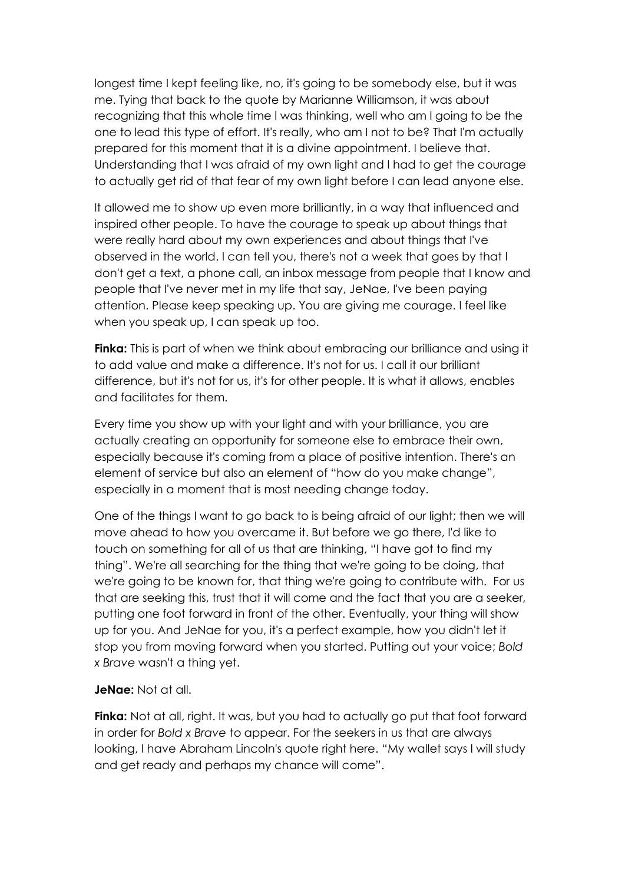longest time I kept feeling like, no, it's going to be somebody else, but it was me. Tying that back to the quote by Marianne Williamson, it was about recognizing that this whole time I was thinking, well who am I going to be the one to lead this type of effort. It's really, who am I not to be? That I'm actually prepared for this moment that it is a divine appointment. I believe that. Understanding that I was afraid of my own light and I had to get the courage to actually get rid of that fear of my own light before I can lead anyone else.

It allowed me to show up even more brilliantly, in a way that influenced and inspired other people. To have the courage to speak up about things that were really hard about my own experiences and about things that I've observed in the world. I can tell you, there's not a week that goes by that I don't get a text, a phone call, an inbox message from people that I know and people that I've never met in my life that say, JeNae, I've been paying attention. Please keep speaking up. You are giving me courage. I feel like when you speak up, I can speak up too.

**Finka:** This is part of when we think about embracing our brilliance and using it to add value and make a difference. It's not for us. I call it our brilliant difference, but it's not for us, it's for other people. It is what it allows, enables and facilitates for them.

Every time you show up with your light and with your brilliance, you are actually creating an opportunity for someone else to embrace their own, especially because it's coming from a place of positive intention. There's an element of service but also an element of "how do you make change", especially in a moment that is most needing change today.

One of the things I want to go back to is being afraid of our light; then we will move ahead to how you overcame it. But before we go there, I'd like to touch on something for all of us that are thinking, "I have got to find my thing". We're all searching for the thing that we're going to be doing, that we're going to be known for, that thing we're going to contribute with. For us that are seeking this, trust that it will come and the fact that you are a seeker, putting one foot forward in front of the other. Eventually, your thing will show up for you. And JeNae for you, it's a perfect example, how you didn't let it stop you from moving forward when you started. Putting out your voice; *Bold x Brave* wasn't a thing yet.

**JeNae:** Not at all.

**Finka:** Not at all, right. It was, but you had to actually go put that foot forward in order for *Bold x Brave* to appear. For the seekers in us that are always looking, I have Abraham Lincoln's quote right here. "My wallet says I will study and get ready and perhaps my chance will come".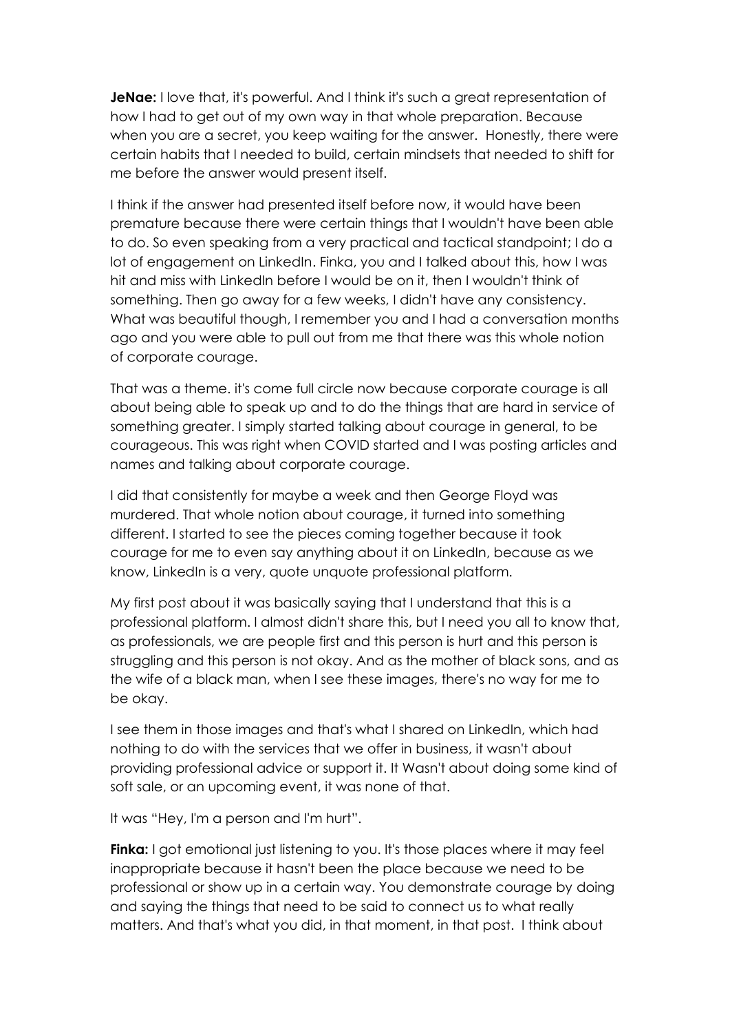**JeNae:** I love that, it's powerful. And I think it's such a great representation of how I had to get out of my own way in that whole preparation. Because when you are a secret, you keep waiting for the answer. Honestly, there were certain habits that I needed to build, certain mindsets that needed to shift for me before the answer would present itself.

I think if the answer had presented itself before now, it would have been premature because there were certain things that I wouldn't have been able to do. So even speaking from a very practical and tactical standpoint; I do a lot of engagement on LinkedIn. Finka, you and I talked about this, how I was hit and miss with LinkedIn before I would be on it, then I wouldn't think of something. Then go away for a few weeks, I didn't have any consistency. What was beautiful though, I remember you and I had a conversation months ago and you were able to pull out from me that there was this whole notion of corporate courage.

That was a theme. it's come full circle now because corporate courage is all about being able to speak up and to do the things that are hard in service of something greater. I simply started talking about courage in general, to be courageous. This was right when COVID started and I was posting articles and names and talking about corporate courage.

I did that consistently for maybe a week and then George Floyd was murdered. That whole notion about courage, it turned into something different. I started to see the pieces coming together because it took courage for me to even say anything about it on LinkedIn, because as we know, LinkedIn is a very, quote unquote professional platform.

My first post about it was basically saying that I understand that this is a professional platform. I almost didn't share this, but I need you all to know that, as professionals, we are people first and this person is hurt and this person is struggling and this person is not okay. And as the mother of black sons, and as the wife of a black man, when I see these images, there's no way for me to be okay.

I see them in those images and that's what I shared on LinkedIn, which had nothing to do with the services that we offer in business, it wasn't about providing professional advice or support it. It Wasn't about doing some kind of soft sale, or an upcoming event, it was none of that.

It was "Hey, I'm a person and I'm hurt".

**Finka:** I got emotional just listening to you. It's those places where it may feel inappropriate because it hasn't been the place because we need to be professional or show up in a certain way. You demonstrate courage by doing and saying the things that need to be said to connect us to what really matters. And that's what you did, in that moment, in that post. I think about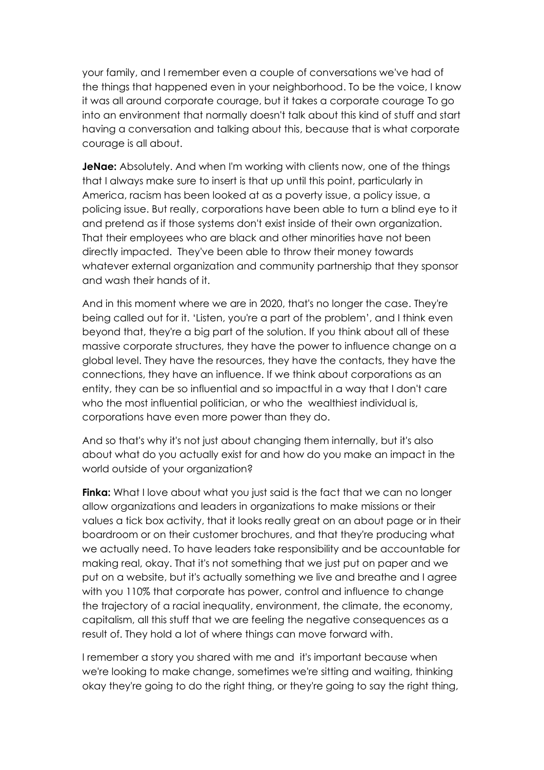your family, and I remember even a couple of conversations we've had of the things that happened even in your neighborhood. To be the voice, I know it was all around corporate courage, but it takes a corporate courage To go into an environment that normally doesn't talk about this kind of stuff and start having a conversation and talking about this, because that is what corporate courage is all about.

**JeNae:** Absolutely. And when I'm working with clients now, one of the things that I always make sure to insert is that up until this point, particularly in America, racism has been looked at as a poverty issue, a policy issue, a policing issue. But really, corporations have been able to turn a blind eye to it and pretend as if those systems don't exist inside of their own organization. That their employees who are black and other minorities have not been directly impacted. They've been able to throw their money towards whatever external organization and community partnership that they sponsor and wash their hands of it.

And in this moment where we are in 2020, that's no longer the case. They're being called out for it. 'Listen, you're a part of the problem', and I think even beyond that, they're a big part of the solution. If you think about all of these massive corporate structures, they have the power to influence change on a global level. They have the resources, they have the contacts, they have the connections, they have an influence. If we think about corporations as an entity, they can be so influential and so impactful in a way that I don't care who the most influential politician, or who the wealthiest individual is, corporations have even more power than they do.

And so that's why it's not just about changing them internally, but it's also about what do you actually exist for and how do you make an impact in the world outside of your organization?

**Finka:** What I love about what you just said is the fact that we can no longer allow organizations and leaders in organizations to make missions or their values a tick box activity, that it looks really great on an about page or in their boardroom or on their customer brochures, and that they're producing what we actually need. To have leaders take responsibility and be accountable for making real, okay. That it's not something that we just put on paper and we put on a website, but it's actually something we live and breathe and I agree with you 110% that corporate has power, control and influence to change the trajectory of a racial inequality, environment, the climate, the economy, capitalism, all this stuff that we are feeling the negative consequences as a result of. They hold a lot of where things can move forward with.

I remember a story you shared with me and it's important because when we're looking to make change, sometimes we're sitting and waiting, thinking okay they're going to do the right thing, or they're going to say the right thing,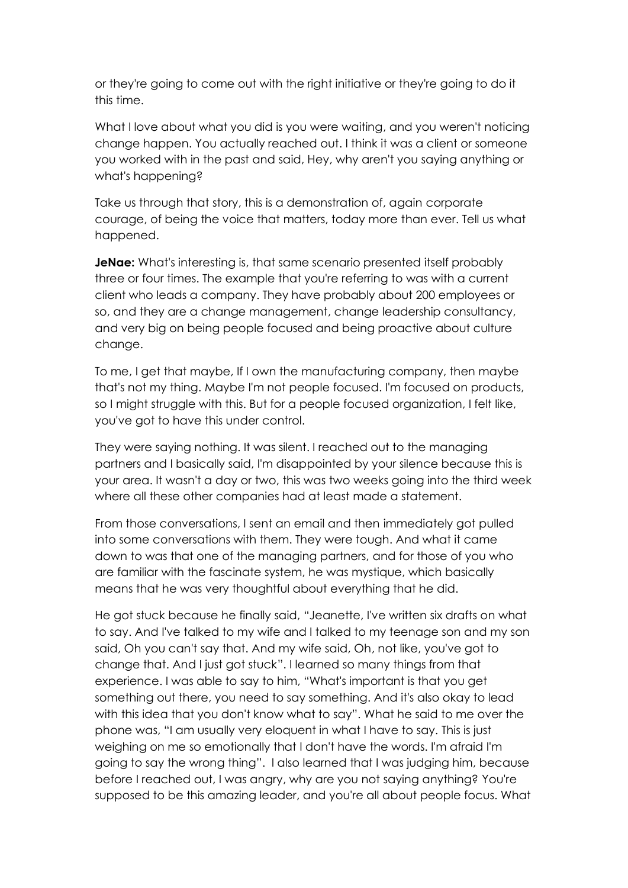or they're going to come out with the right initiative or they're going to do it this time.

What I love about what you did is you were waiting, and you weren't noticing change happen. You actually reached out. I think it was a client or someone you worked with in the past and said, Hey, why aren't you saying anything or what's happening?

Take us through that story, this is a demonstration of, again corporate courage, of being the voice that matters, today more than ever. Tell us what happened.

**JeNae:** What's interesting is, that same scenario presented itself probably three or four times. The example that you're referring to was with a current client who leads a company. They have probably about 200 employees or so, and they are a change management, change leadership consultancy, and very big on being people focused and being proactive about culture change.

To me, I get that maybe, If I own the manufacturing company, then maybe that's not my thing. Maybe I'm not people focused. I'm focused on products, so I might struggle with this. But for a people focused organization, I felt like, you've got to have this under control.

They were saying nothing. It was silent. I reached out to the managing partners and I basically said, I'm disappointed by your silence because this is your area. It wasn't a day or two, this was two weeks going into the third week where all these other companies had at least made a statement.

From those conversations, I sent an email and then immediately got pulled into some conversations with them. They were tough. And what it came down to was that one of the managing partners, and for those of you who are familiar with the fascinate system, he was mystique, which basically means that he was very thoughtful about everything that he did.

He got stuck because he finally said, "Jeanette, I've written six drafts on what to say. And I've talked to my wife and I talked to my teenage son and my son said, Oh you can't say that. And my wife said, Oh, not like, you've got to change that. And I just got stuck". I learned so many things from that experience. I was able to say to him, "What's important is that you get something out there, you need to say something. And it's also okay to lead with this idea that you don't know what to say". What he said to me over the phone was, "I am usually very eloquent in what I have to say. This is just weighing on me so emotionally that I don't have the words. I'm afraid I'm going to say the wrong thing". I also learned that I was judging him, because before I reached out, I was angry, why are you not saying anything? You're supposed to be this amazing leader, and you're all about people focus. What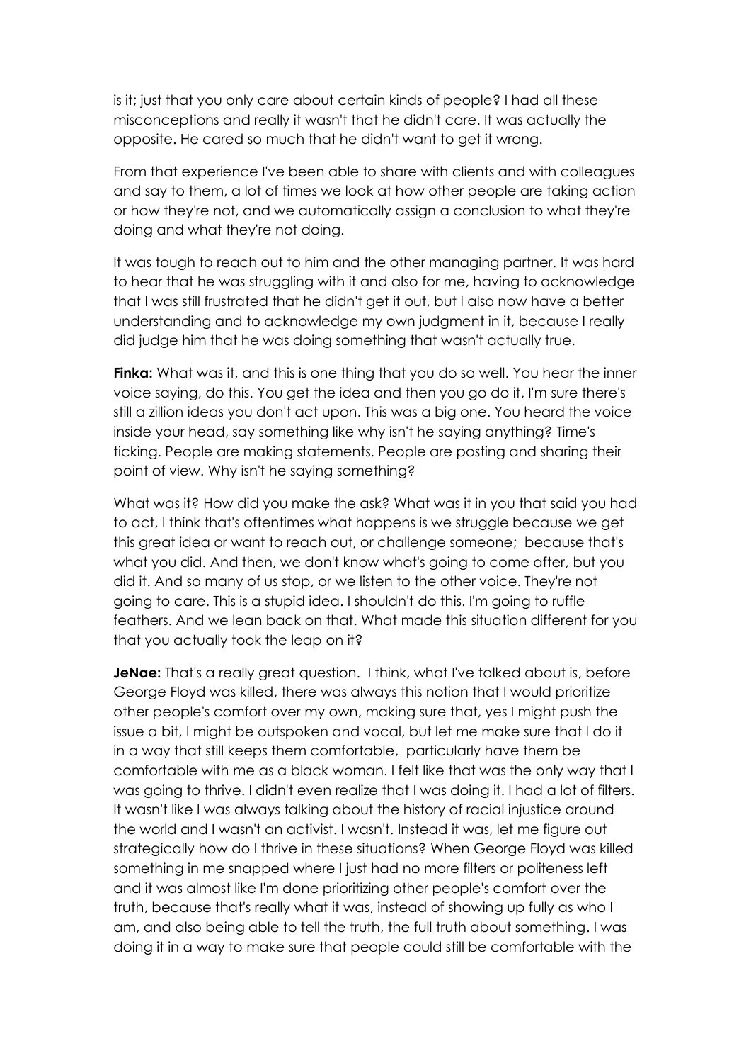is it; just that you only care about certain kinds of people? I had all these misconceptions and really it wasn't that he didn't care. It was actually the opposite. He cared so much that he didn't want to get it wrong.

From that experience I've been able to share with clients and with colleagues and say to them, a lot of times we look at how other people are taking action or how they're not, and we automatically assign a conclusion to what they're doing and what they're not doing.

It was tough to reach out to him and the other managing partner. It was hard to hear that he was struggling with it and also for me, having to acknowledge that I was still frustrated that he didn't get it out, but I also now have a better understanding and to acknowledge my own judgment in it, because I really did judge him that he was doing something that wasn't actually true.

**Finka:** What was it, and this is one thing that you do so well. You hear the inner voice saying, do this. You get the idea and then you go do it, I'm sure there's still a zillion ideas you don't act upon. This was a big one. You heard the voice inside your head, say something like why isn't he saying anything? Time's ticking. People are making statements. People are posting and sharing their point of view. Why isn't he saying something?

What was it? How did you make the ask? What was it in you that said you had to act, I think that's oftentimes what happens is we struggle because we get this great idea or want to reach out, or challenge someone; because that's what you did. And then, we don't know what's going to come after, but you did it. And so many of us stop, or we listen to the other voice. They're not going to care. This is a stupid idea. I shouldn't do this. I'm going to ruffle feathers. And we lean back on that. What made this situation different for you that you actually took the leap on it?

**JeNae:** That's a really great question. I think, what I've talked about is, before George Floyd was killed, there was always this notion that I would prioritize other people's comfort over my own, making sure that, yes I might push the issue a bit, I might be outspoken and vocal, but let me make sure that I do it in a way that still keeps them comfortable, particularly have them be comfortable with me as a black woman. I felt like that was the only way that I was going to thrive. I didn't even realize that I was doing it. I had a lot of filters. It wasn't like I was always talking about the history of racial injustice around the world and I wasn't an activist. I wasn't. Instead it was, let me figure out strategically how do I thrive in these situations? When George Floyd was killed something in me snapped where I just had no more filters or politeness left and it was almost like I'm done prioritizing other people's comfort over the truth, because that's really what it was, instead of showing up fully as who I am, and also being able to tell the truth, the full truth about something. I was doing it in a way to make sure that people could still be comfortable with the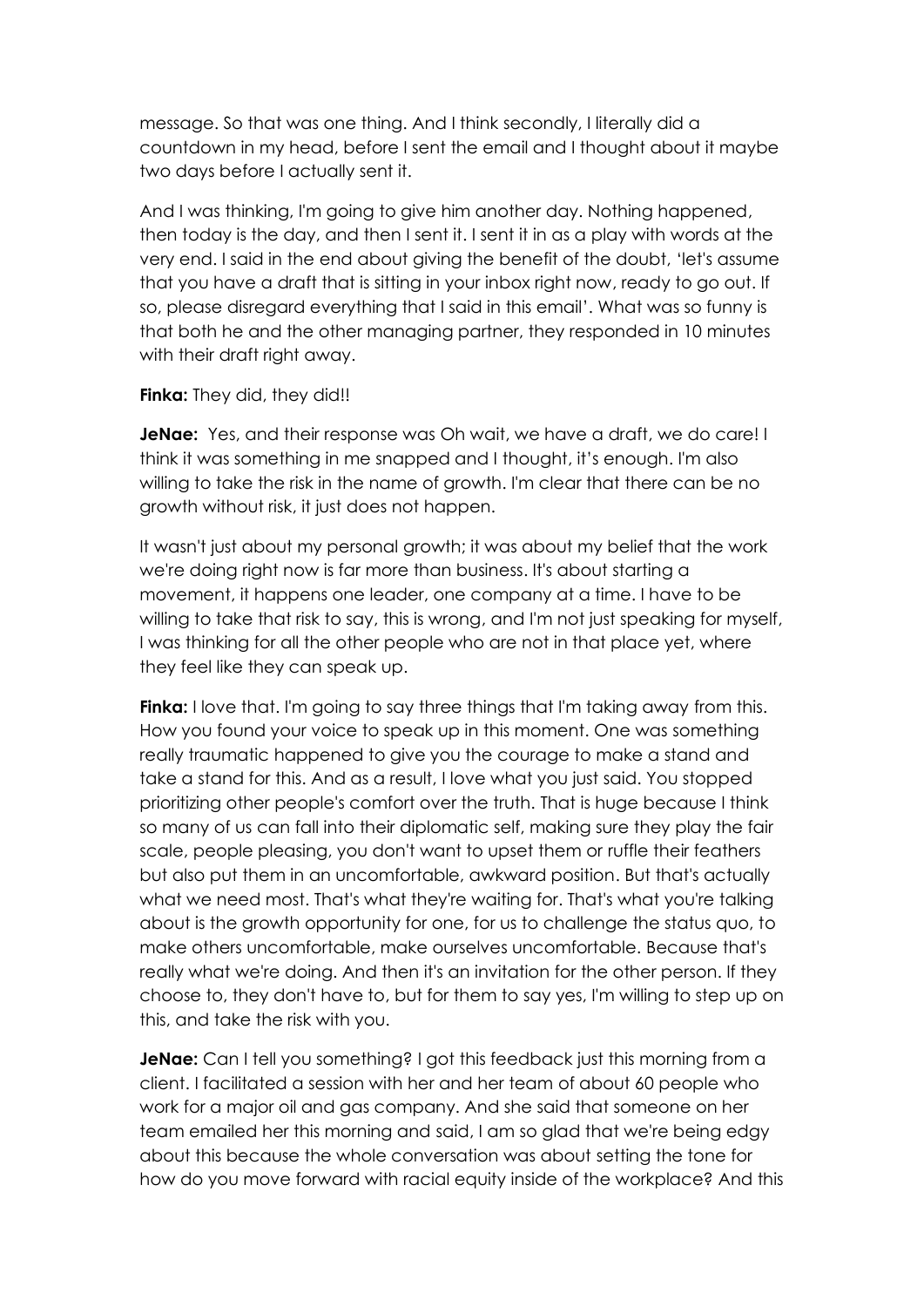message. So that was one thing. And I think secondly, I literally did a countdown in my head, before I sent the email and I thought about it maybe two days before I actually sent it.

And I was thinking, I'm going to give him another day. Nothing happened, then today is the day, and then I sent it. I sent it in as a play with words at the very end. I said in the end about giving the benefit of the doubt, 'let's assume that you have a draft that is sitting in your inbox right now, ready to go out. If so, please disregard everything that I said in this email'. What was so funny is that both he and the other managing partner, they responded in 10 minutes with their draft right away.

**Finka:** They did, they did!!

**JeNae:** Yes, and their response was Oh wait, we have a draft, we do care! I think it was something in me snapped and I thought, it's enough. I'm also willing to take the risk in the name of growth. I'm clear that there can be no growth without risk, it just does not happen.

It wasn't just about my personal growth; it was about my belief that the work we're doing right now is far more than business. It's about starting a movement, it happens one leader, one company at a time. I have to be willing to take that risk to say, this is wrong, and I'm not just speaking for myself, I was thinking for all the other people who are not in that place yet, where they feel like they can speak up.

**Finka:** I love that. I'm going to say three things that I'm taking away from this. How you found your voice to speak up in this moment. One was something really traumatic happened to give you the courage to make a stand and take a stand for this. And as a result, I love what you just said. You stopped prioritizing other people's comfort over the truth. That is huge because I think so many of us can fall into their diplomatic self, making sure they play the fair scale, people pleasing, you don't want to upset them or ruffle their feathers but also put them in an uncomfortable, awkward position. But that's actually what we need most. That's what they're waiting for. That's what you're talking about is the growth opportunity for one, for us to challenge the status quo, to make others uncomfortable, make ourselves uncomfortable. Because that's really what we're doing. And then it's an invitation for the other person. If they choose to, they don't have to, but for them to say yes, I'm willing to step up on this, and take the risk with you.

**JeNae:** Can I tell you something? I got this feedback just this morning from a client. I facilitated a session with her and her team of about 60 people who work for a major oil and gas company. And she said that someone on her team emailed her this morning and said, I am so glad that we're being edgy about this because the whole conversation was about setting the tone for how do you move forward with racial equity inside of the workplace? And this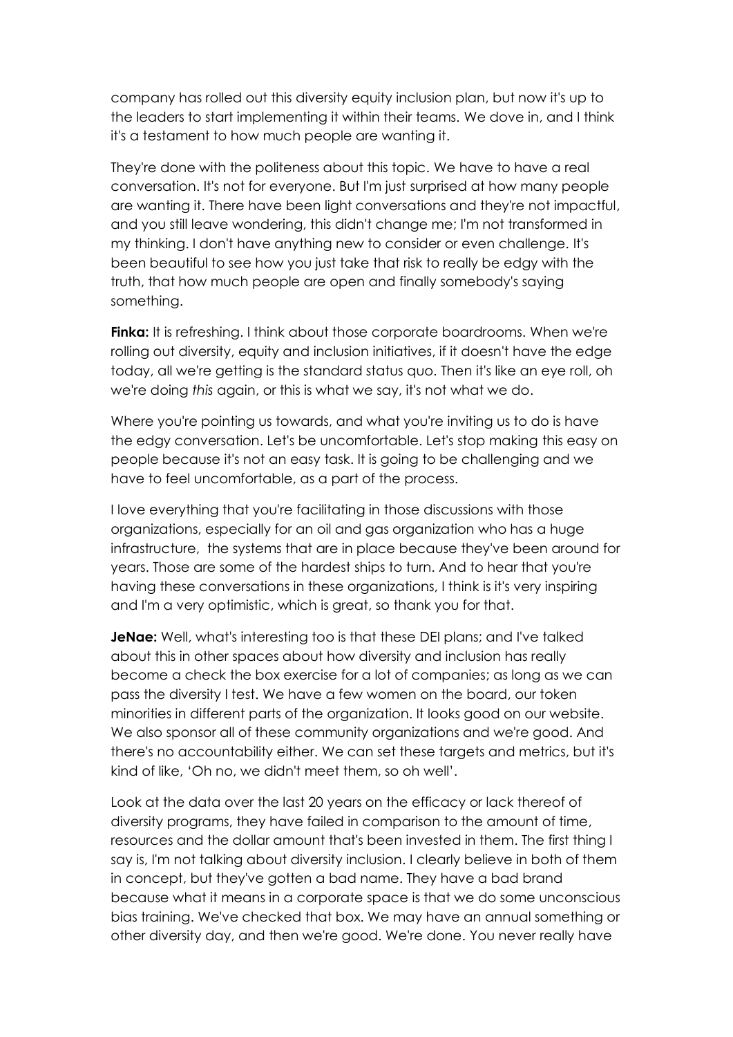company has rolled out this diversity equity inclusion plan, but now it's up to the leaders to start implementing it within their teams. We dove in, and I think it's a testament to how much people are wanting it.

They're done with the politeness about this topic. We have to have a real conversation. It's not for everyone. But I'm just surprised at how many people are wanting it. There have been light conversations and they're not impactful, and you still leave wondering, this didn't change me; I'm not transformed in my thinking. I don't have anything new to consider or even challenge. It's been beautiful to see how you just take that risk to really be edgy with the truth, that how much people are open and finally somebody's saying something.

**Finka:** It is refreshing. I think about those corporate boardrooms. When we're rolling out diversity, equity and inclusion initiatives, if it doesn't have the edge today, all we're getting is the standard status quo. Then it's like an eye roll, oh we're doing *this* again, or this is what we say, it's not what we do.

Where you're pointing us towards, and what you're inviting us to do is have the edgy conversation. Let's be uncomfortable. Let's stop making this easy on people because it's not an easy task. It is going to be challenging and we have to feel uncomfortable, as a part of the process.

I love everything that you're facilitating in those discussions with those organizations, especially for an oil and gas organization who has a huge infrastructure, the systems that are in place because they've been around for years. Those are some of the hardest ships to turn. And to hear that you're having these conversations in these organizations, I think is it's very inspiring and I'm a very optimistic, which is great, so thank you for that.

**JeNae:** Well, what's interesting too is that these DEI plans; and I've talked about this in other spaces about how diversity and inclusion has really become a check the box exercise for a lot of companies; as long as we can pass the diversity I test. We have a few women on the board, our token minorities in different parts of the organization. It looks good on our website. We also sponsor all of these community organizations and we're good. And there's no accountability either. We can set these targets and metrics, but it's kind of like, 'Oh no, we didn't meet them, so oh well'.

Look at the data over the last 20 years on the efficacy or lack thereof of diversity programs, they have failed in comparison to the amount of time, resources and the dollar amount that's been invested in them. The first thing I say is, I'm not talking about diversity inclusion. I clearly believe in both of them in concept, but they've gotten a bad name. They have a bad brand because what it means in a corporate space is that we do some unconscious bias training. We've checked that box. We may have an annual something or other diversity day, and then we're good. We're done. You never really have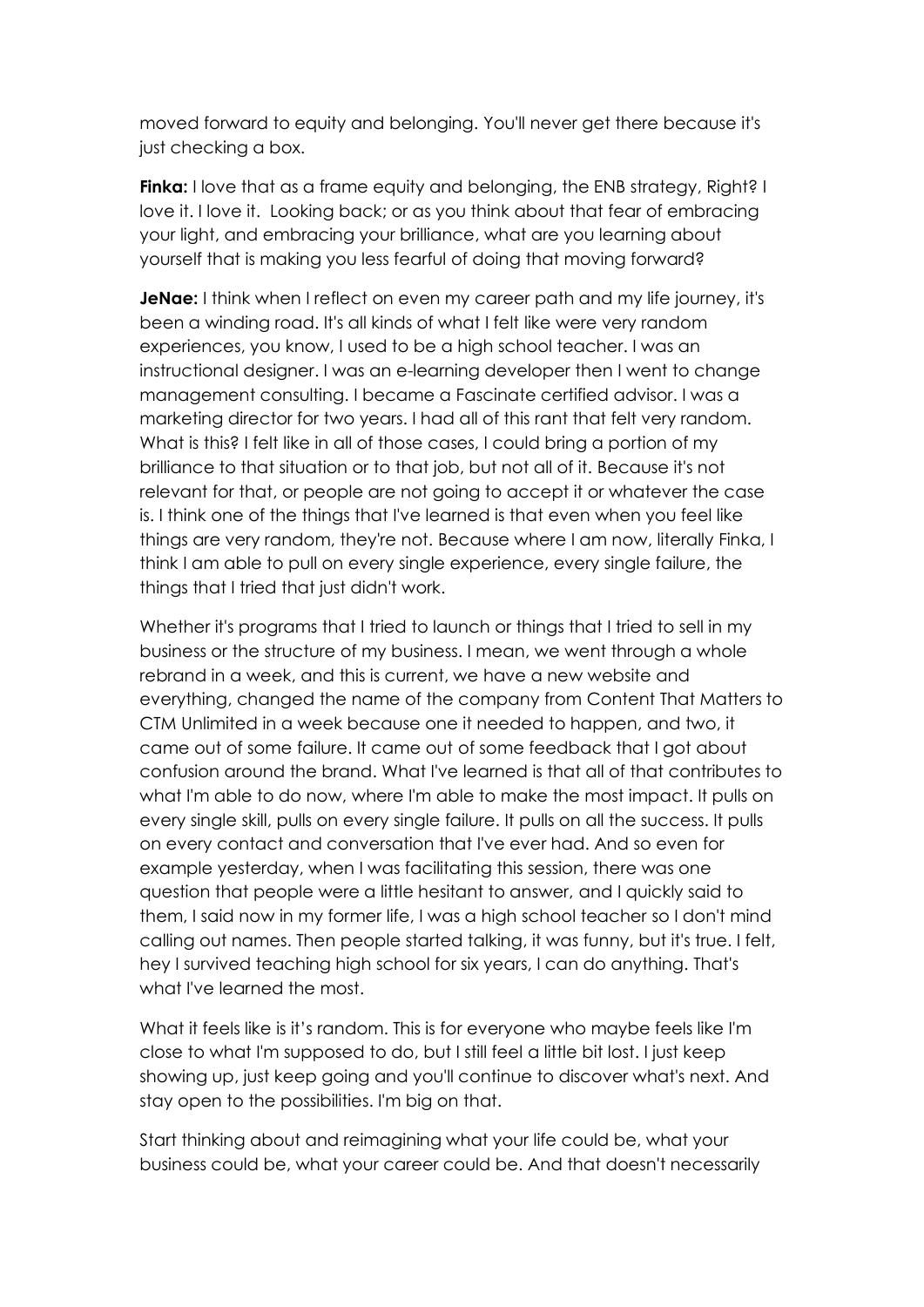moved forward to equity and belonging. You'll never get there because it's just checking a box.

**Finka:** I love that as a frame equity and belonging, the ENB strategy, Right? I love it. I love it. Looking back; or as you think about that fear of embracing your light, and embracing your brilliance, what are you learning about yourself that is making you less fearful of doing that moving forward?

**JeNae:** I think when I reflect on even my career path and my life journey, it's been a winding road. It's all kinds of what I felt like were very random experiences, you know, I used to be a high school teacher. I was an instructional designer. I was an e-learning developer then I went to change management consulting. I became a Fascinate certified advisor. I was a marketing director for two years. I had all of this rant that felt very random. What is this? I felt like in all of those cases, I could bring a portion of my brilliance to that situation or to that job, but not all of it. Because it's not relevant for that, or people are not going to accept it or whatever the case is. I think one of the things that I've learned is that even when you feel like things are very random, they're not. Because where I am now, literally Finka, I think I am able to pull on every single experience, every single failure, the things that I tried that just didn't work.

Whether it's programs that I tried to launch or things that I tried to sell in my business or the structure of my business. I mean, we went through a whole rebrand in a week, and this is current, we have a new website and everything, changed the name of the company from Content That Matters to CTM Unlimited in a week because one it needed to happen, and two, it came out of some failure. It came out of some feedback that I got about confusion around the brand. What I've learned is that all of that contributes to what I'm able to do now, where I'm able to make the most impact. It pulls on every single skill, pulls on every single failure. It pulls on all the success. It pulls on every contact and conversation that I've ever had. And so even for example yesterday, when I was facilitating this session, there was one question that people were a little hesitant to answer, and I quickly said to them, I said now in my former life, I was a high school teacher so I don't mind calling out names. Then people started talking, it was funny, but it's true. I felt, hey I survived teaching high school for six years, I can do anything. That's what I've learned the most.

What it feels like is it's random. This is for everyone who maybe feels like I'm close to what I'm supposed to do, but I still feel a little bit lost. I just keep showing up, just keep going and you'll continue to discover what's next. And stay open to the possibilities. I'm big on that.

Start thinking about and reimagining what your life could be, what your business could be, what your career could be. And that doesn't necessarily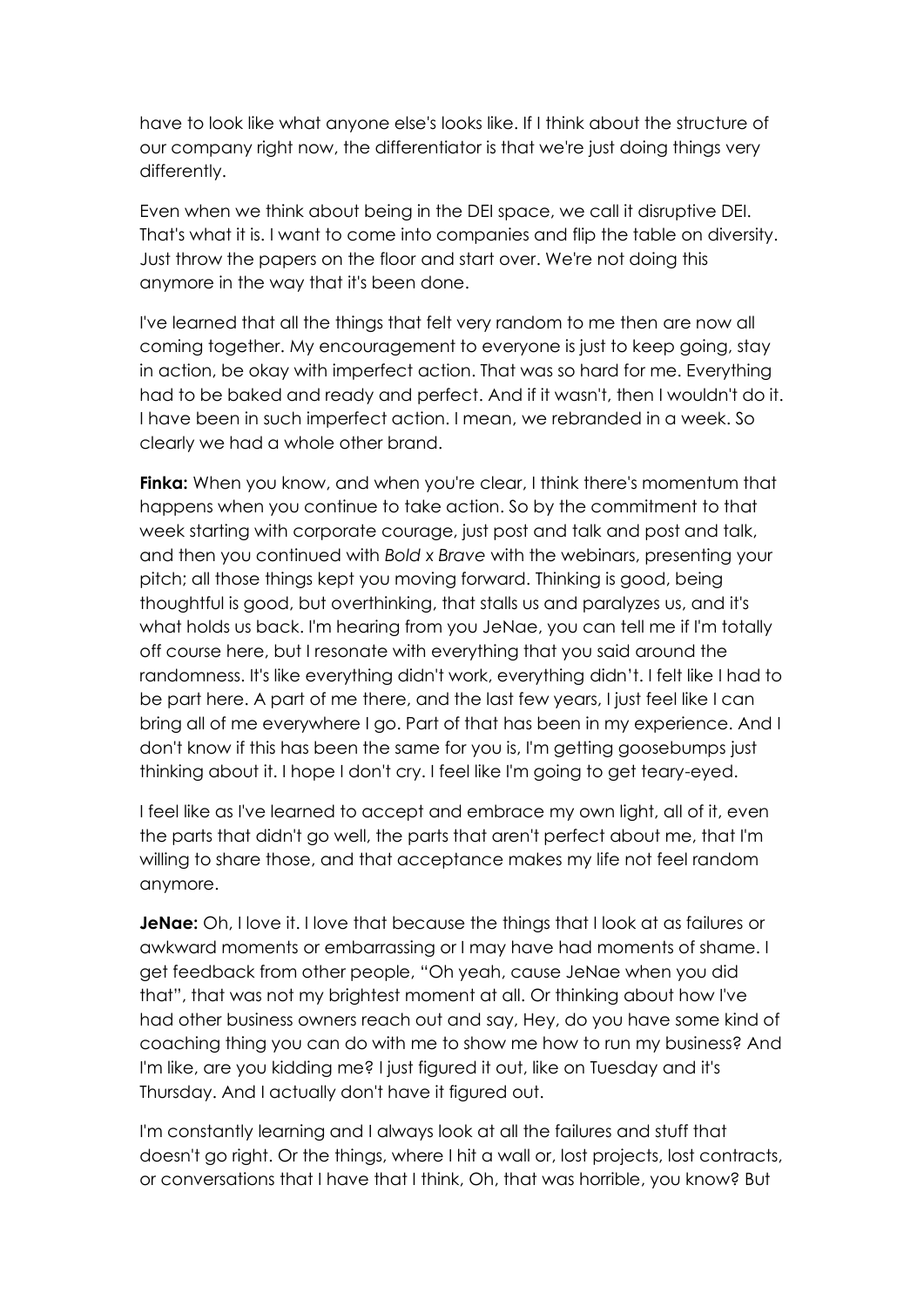have to look like what anyone else's looks like. If I think about the structure of our company right now, the differentiator is that we're just doing things very differently.

Even when we think about being in the DEI space, we call it disruptive DEI. That's what it is. I want to come into companies and flip the table on diversity. Just throw the papers on the floor and start over. We're not doing this anymore in the way that it's been done.

I've learned that all the things that felt very random to me then are now all coming together. My encouragement to everyone is just to keep going, stay in action, be okay with imperfect action. That was so hard for me. Everything had to be baked and ready and perfect. And if it wasn't, then I wouldn't do it. I have been in such imperfect action. I mean, we rebranded in a week. So clearly we had a whole other brand.

**Finka:** When you know, and when you're clear, I think there's momentum that happens when you continue to take action. So by the commitment to that week starting with corporate courage, just post and talk and post and talk, and then you continued with *Bold x Brave* with the webinars, presenting your pitch; all those things kept you moving forward. Thinking is good, being thoughtful is good, but overthinking, that stalls us and paralyzes us, and it's what holds us back. I'm hearing from you JeNae, you can tell me if I'm totally off course here, but I resonate with everything that you said around the randomness. It's like everything didn't work, everything didn't. I felt like I had to be part here. A part of me there, and the last few years, I just feel like I can bring all of me everywhere I go. Part of that has been in my experience. And I don't know if this has been the same for you is, I'm getting goosebumps just thinking about it. I hope I don't cry. I feel like I'm going to get teary-eyed.

I feel like as I've learned to accept and embrace my own light, all of it, even the parts that didn't go well, the parts that aren't perfect about me, that I'm willing to share those, and that acceptance makes my life not feel random anymore.

**JeNae:** Oh, I love it. I love that because the things that I look at as failures or awkward moments or embarrassing or I may have had moments of shame. I get feedback from other people, "Oh yeah, cause JeNae when you did that", that was not my brightest moment at all. Or thinking about how I've had other business owners reach out and say, Hey, do you have some kind of coaching thing you can do with me to show me how to run my business? And I'm like, are you kidding me? I just figured it out, like on Tuesday and it's Thursday. And I actually don't have it figured out.

I'm constantly learning and I always look at all the failures and stuff that doesn't go right. Or the things, where I hit a wall or, lost projects, lost contracts, or conversations that I have that I think, Oh, that was horrible, you know? But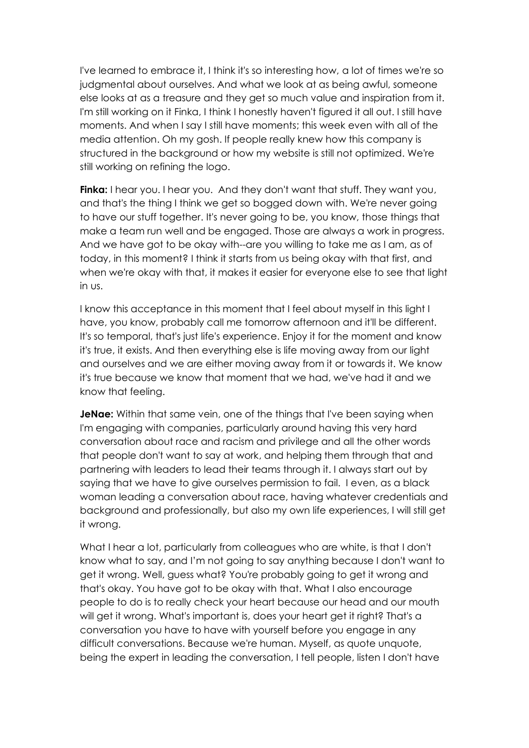I've learned to embrace it, I think it's so interesting how, a lot of times we're so judgmental about ourselves. And what we look at as being awful, someone else looks at as a treasure and they get so much value and inspiration from it. I'm still working on it Finka, I think I honestly haven't figured it all out. I still have moments. And when I say I still have moments; this week even with all of the media attention. Oh my gosh. If people really knew how this company is structured in the background or how my website is still not optimized. We're still working on refining the logo.

**Finka:** I hear you. I hear you. And they don't want that stuff. They want you, and that's the thing I think we get so bogged down with. We're never going to have our stuff together. It's never going to be, you know, those things that make a team run well and be engaged. Those are always a work in progress. And we have got to be okay with--are you willing to take me as I am, as of today, in this moment? I think it starts from us being okay with that first, and when we're okay with that, it makes it easier for everyone else to see that light in us.

I know this acceptance in this moment that I feel about myself in this light I have, you know, probably call me tomorrow afternoon and it'll be different. It's so temporal, that's just life's experience. Enjoy it for the moment and know it's true, it exists. And then everything else is life moving away from our light and ourselves and we are either moving away from it or towards it. We know it's true because we know that moment that we had, we've had it and we know that feeling.

**JeNae:** Within that same vein, one of the things that I've been saying when I'm engaging with companies, particularly around having this very hard conversation about race and racism and privilege and all the other words that people don't want to say at work, and helping them through that and partnering with leaders to lead their teams through it. I always start out by saying that we have to give ourselves permission to fail. I even, as a black woman leading a conversation about race, having whatever credentials and background and professionally, but also my own life experiences, I will still get it wrong.

What I hear a lot, particularly from colleagues who are white, is that I don't know what to say, and I'm not going to say anything because I don't want to get it wrong. Well, guess what? You're probably going to get it wrong and that's okay. You have got to be okay with that. What I also encourage people to do is to really check your heart because our head and our mouth will get it wrong. What's important is, does your heart get it right? That's a conversation you have to have with yourself before you engage in any difficult conversations. Because we're human. Myself, as quote unquote, being the expert in leading the conversation, I tell people, listen I don't have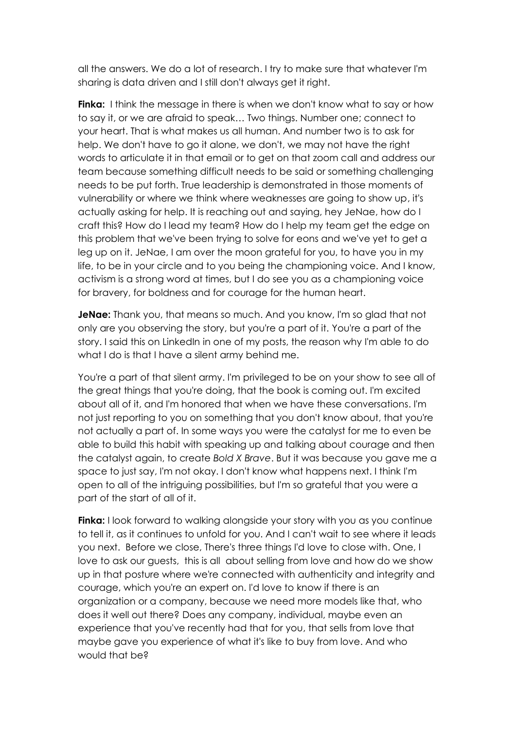all the answers. We do a lot of research. I try to make sure that whatever I'm sharing is data driven and I still don't always get it right.

**Finka:** I think the message in there is when we don't know what to say or how to say it, or we are afraid to speak… Two things. Number one; connect to your heart. That is what makes us all human. And number two is to ask for help. We don't have to go it alone, we don't, we may not have the right words to articulate it in that email or to get on that zoom call and address our team because something difficult needs to be said or something challenging needs to be put forth. True leadership is demonstrated in those moments of vulnerability or where we think where weaknesses are going to show up, it's actually asking for help. It is reaching out and saying, hey JeNae, how do I craft this? How do I lead my team? How do I help my team get the edge on this problem that we've been trying to solve for eons and we've yet to get a leg up on it. JeNae, I am over the moon grateful for you, to have you in my life, to be in your circle and to you being the championing voice. And I know, activism is a strong word at times, but I do see you as a championing voice for bravery, for boldness and for courage for the human heart.

**JeNae:** Thank you, that means so much. And you know, I'm so glad that not only are you observing the story, but you're a part of it. You're a part of the story. I said this on LinkedIn in one of my posts, the reason why I'm able to do what I do is that I have a silent army behind me.

You're a part of that silent army. I'm privileged to be on your show to see all of the great things that you're doing, that the book is coming out. I'm excited about all of it, and I'm honored that when we have these conversations. I'm not just reporting to you on something that you don't know about, that you're not actually a part of. In some ways you were the catalyst for me to even be able to build this habit with speaking up and talking about courage and then the catalyst again, to create *Bold X Brave*. But it was because you gave me a space to just say, I'm not okay. I don't know what happens next. I think I'm open to all of the intriguing possibilities, but I'm so grateful that you were a part of the start of all of it.

**Finka:** I look forward to walking alongside your story with you as you continue to tell it, as it continues to unfold for you. And I can't wait to see where it leads you next. Before we close, There's three things I'd love to close with. One, I love to ask our guests, this is all about selling from love and how do we show up in that posture where we're connected with authenticity and integrity and courage, which you're an expert on. I'd love to know if there is an organization or a company, because we need more models like that, who does it well out there? Does any company, individual, maybe even an experience that you've recently had that for you, that sells from love that maybe gave you experience of what it's like to buy from love. And who would that be?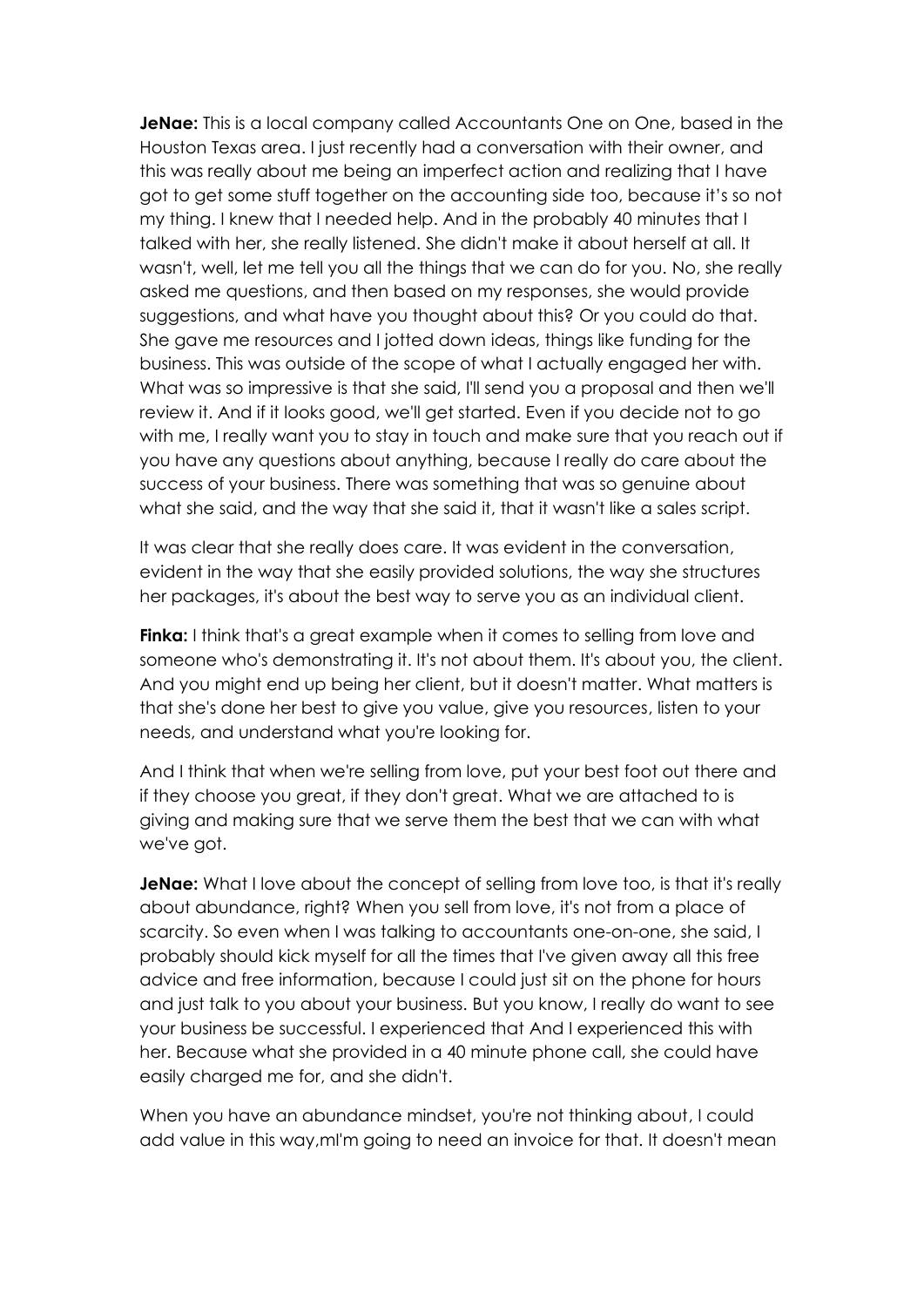**JeNae:** This is a local company called Accountants One on One, based in the Houston Texas area. I just recently had a conversation with their owner, and this was really about me being an imperfect action and realizing that I have got to get some stuff together on the accounting side too, because it's so not my thing. I knew that I needed help. And in the probably 40 minutes that I talked with her, she really listened. She didn't make it about herself at all. It wasn't, well, let me tell you all the things that we can do for you. No, she really asked me questions, and then based on my responses, she would provide suggestions, and what have you thought about this? Or you could do that. She gave me resources and I jotted down ideas, things like funding for the business. This was outside of the scope of what I actually engaged her with. What was so impressive is that she said, I'll send you a proposal and then we'll review it. And if it looks good, we'll get started. Even if you decide not to go with me, I really want you to stay in touch and make sure that you reach out if you have any questions about anything, because I really do care about the success of your business. There was something that was so genuine about what she said, and the way that she said it, that it wasn't like a sales script.

It was clear that she really does care. It was evident in the conversation, evident in the way that she easily provided solutions, the way she structures her packages, it's about the best way to serve you as an individual client.

**Finka:** I think that's a great example when it comes to selling from love and someone who's demonstrating it. It's not about them. It's about you, the client. And you might end up being her client, but it doesn't matter. What matters is that she's done her best to give you value, give you resources, listen to your needs, and understand what you're looking for.

And I think that when we're selling from love, put your best foot out there and if they choose you great, if they don't great. What we are attached to is giving and making sure that we serve them the best that we can with what we've got.

**JeNae:** What I love about the concept of selling from love too, is that it's really about abundance, right? When you sell from love, it's not from a place of scarcity. So even when I was talking to accountants one-on-one, she said, I probably should kick myself for all the times that I've given away all this free advice and free information, because I could just sit on the phone for hours and just talk to you about your business. But you know, I really do want to see your business be successful. I experienced that And I experienced this with her. Because what she provided in a 40 minute phone call, she could have easily charged me for, and she didn't.

When you have an abundance mindset, you're not thinking about, I could add value in this way,mI'm going to need an invoice for that. It doesn't mean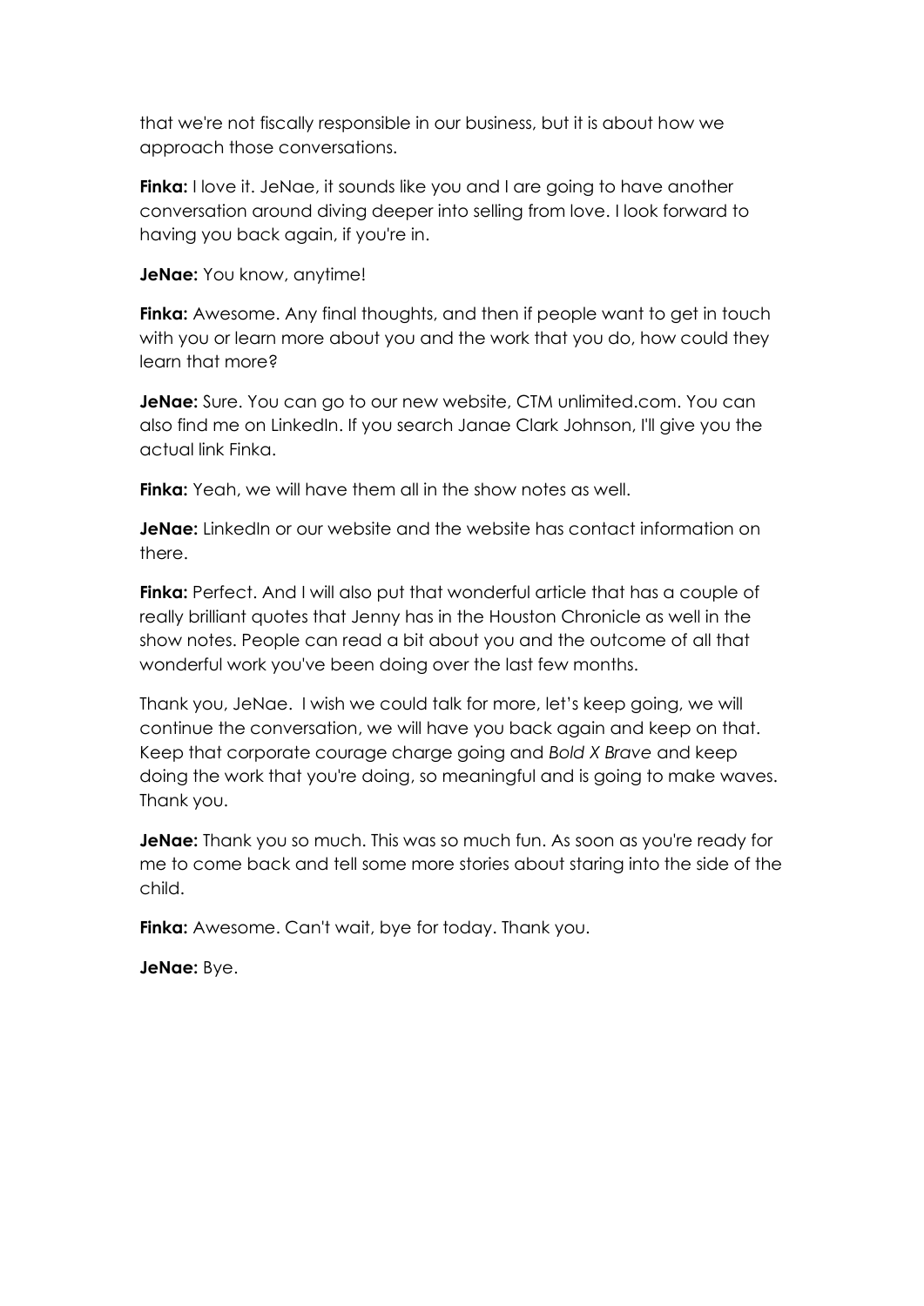that we're not fiscally responsible in our business, but it is about how we approach those conversations.

**Finka:** I love it. JeNae, it sounds like you and I are going to have another conversation around diving deeper into selling from love. I look forward to having you back again, if you're in.

**JeNae:** You know, anytime!

**Finka:** Awesome. Any final thoughts, and then if people want to get in touch with you or learn more about you and the work that you do, how could they learn that more?

**JeNae:** Sure. You can go to our new website, CTM unlimited.com. You can also find me on LinkedIn. If you search Janae Clark Johnson, I'll give you the actual link Finka.

**Finka:** Yeah, we will have them all in the show notes as well.

**JeNae:** LinkedIn or our website and the website has contact information on there.

**Finka:** Perfect. And I will also put that wonderful article that has a couple of really brilliant quotes that Jenny has in the Houston Chronicle as well in the show notes. People can read a bit about you and the outcome of all that wonderful work you've been doing over the last few months.

Thank you, JeNae. I wish we could talk for more, let's keep going, we will continue the conversation, we will have you back again and keep on that. Keep that corporate courage charge going and *Bold X Brave* and keep doing the work that you're doing, so meaningful and is going to make waves. Thank you.

**JeNae:** Thank you so much. This was so much fun. As soon as you're ready for me to come back and tell some more stories about staring into the side of the child.

**Finka:** Awesome. Can't wait, bye for today. Thank you.

**JeNae:** Bye.